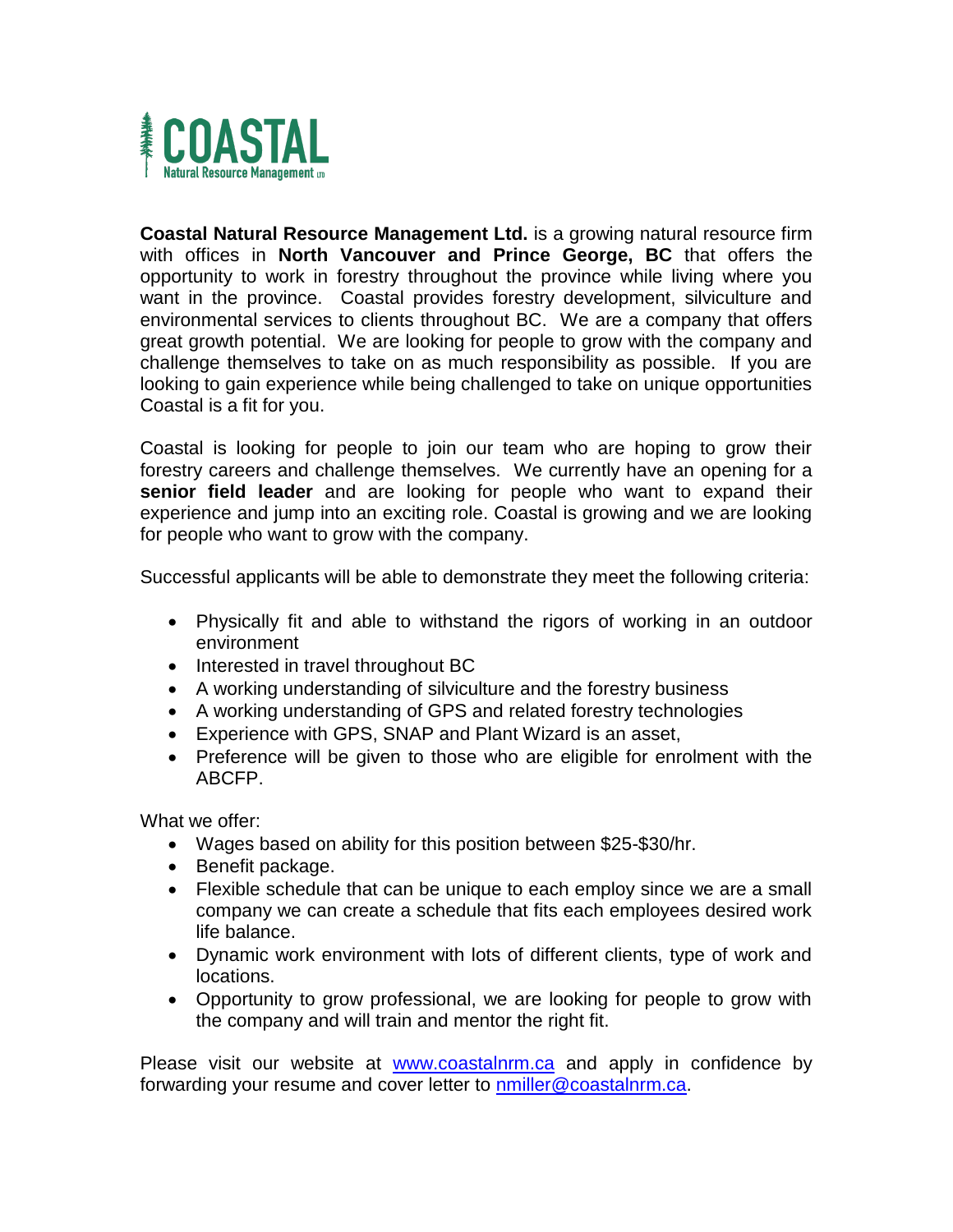# COASTAL

Natural Resource Management LTD

**Coastal Natural Resource Management Ltd.** is a growing natural resource firm with offices in **North Vancouver and Prince George, BC** that offers the opportunity to work in forestry throughout the province while living where you want in the province. Coastal provides forestry development, silviculture and environmental services to clients throughout BC. We are a company that offers great growth potential. We are looking for people to grow with the company and challenge themselves to take on as much responsibility as possible. If you are looking to gain experience while being challenged to take on unique opportunities Coastal is a fit for you.

Coastal is looking for people to join our team who are hoping to grow their forestry careers and challenge themselves. We currently have an opening for a **senior field leader** and are looking for people who want to expand their experience and jump into an exciting role. Coastal is growing and we are looking for people who want to grow with the company.

Successful applicants will be able to demonstrate they meet the following criteria:

- Physically fit and able to withstand the rigors of working in an outdoor environment
- Interested in travel throughout BC
- A working understanding of silviculture and the forestry business
- A working understanding of GPS and related forestry technologies
- Experience with GPS, SNAP and Plant Wizard is an asset,
- Preference will be given to those who are eligible for enrolment with the ABCFP.

What we offer:

- Wages based on ability for this position between $25-$30/hr.
- Benefit package.
- Flexible schedule that can be unique to each employ since we are a small company we can create a schedule that fits each employees desired work life balance.
- Dynamic work environment with lots of different clients, type of work and locations.
- Opportunity to grow professional, we are looking for people to grow with the company and will train and mentor the right fit.

Please visit our website at [www.coastalnrm.ca](http://www.coastalnrm.ca) and apply in confidence by forwarding your resume and cover letter to [nmiller@coastalnrm.ca](mailto:nmiller@coastalnrm.ca).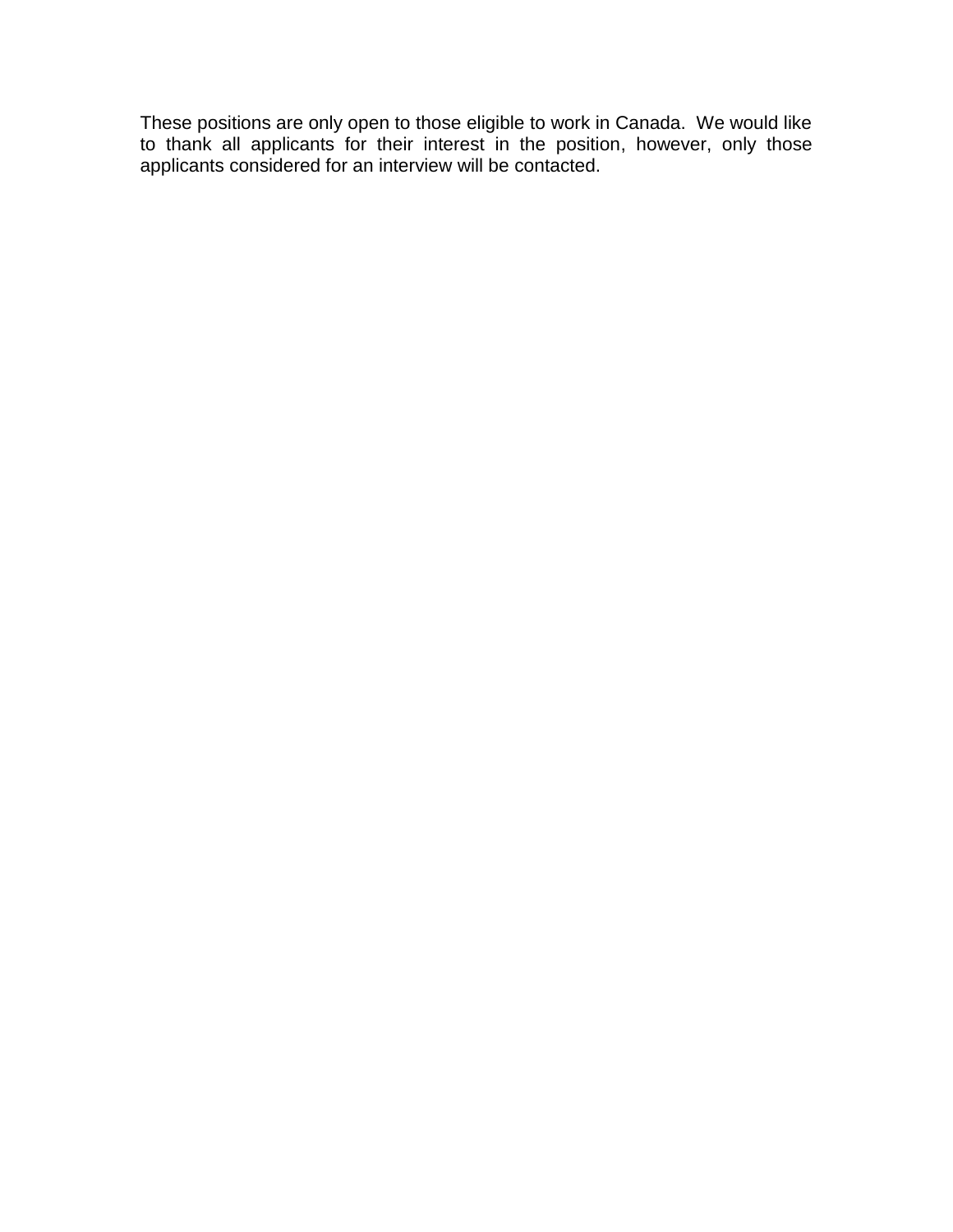These positions are only open to those eligible to work in Canada.  We would like to thank all applicants for their interest in the position, however, only those applicants considered for an interview will be contacted.